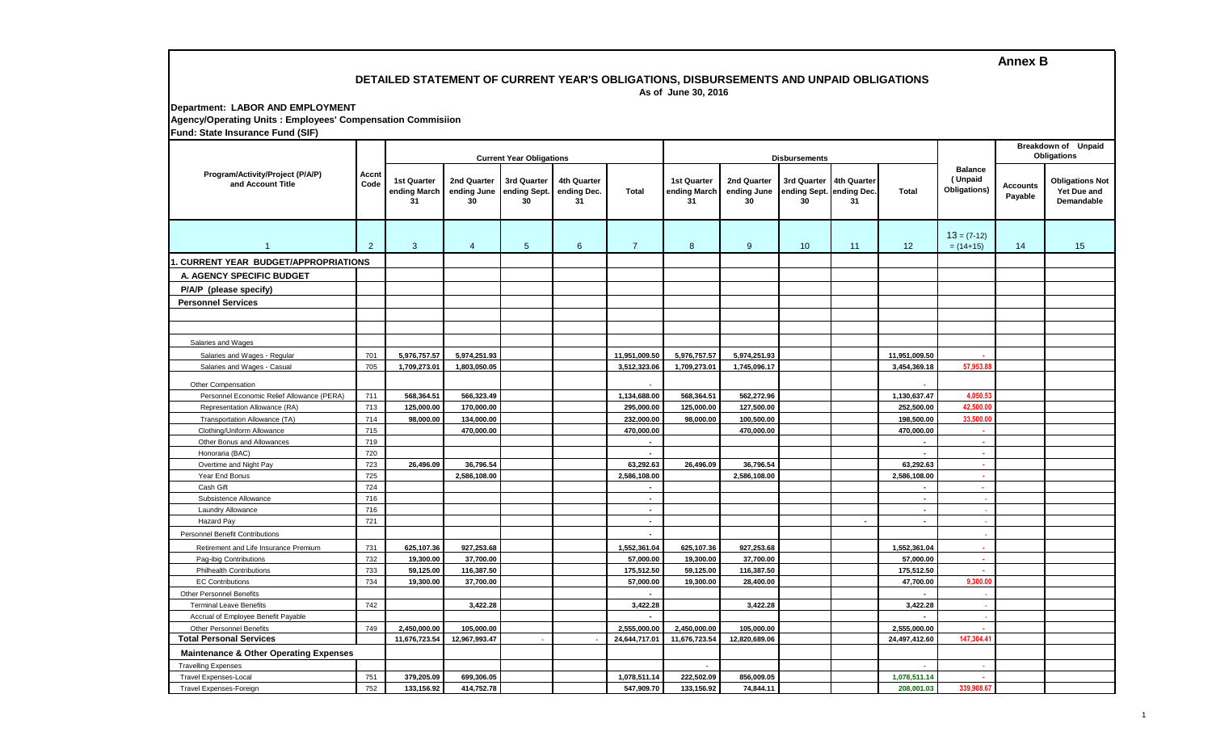**Annex B**

# DETAILED STATEMENT OF CURRENT YEAR'S OBLIGATIONS, DISBURSEMENTS AND UNPAID OBLIGATIONS

As of June 30, 2016

**Department: LABOR AND EMPLOYMENT**

**Agency/Operating Units : Employees' Compensation Commisiion**

**Fund: State Insurance Fund (SIF)**

| Program/Activity/Project (P/A/P) and Account Title | Accnt Code | Current Year Obligations | | | | | Disbursements | | | | | Balance ( Unpaid Obligations) | Breakdown of Unpaid Obligations | |
|---|---|---|---|---|---|---|---|---|---|---|---|---|---|---|
| | | 1st Quarter ending March 31 | 2nd Quarter ending June 30 | 3rd Quarter ending Sept. 30 | 4th Quarter ending Dec. 31 | Total | 1st Quarter ending March 31 | 2nd Quarter ending June 30 | 3rd Quarter ending Sept. 30 | 4th Quarter ending Dec. 31 | Total | | Accounts Payable | Obligations Not Yet Due and Demandable |
| 1 | 2 | 3 | 4 | 5 | 6 | 7 | 8 | 9 | 10 | 11 | 12 | 13 = (7-12) = (14+15) | 14 | 15 |
| **1. CURRENT YEAR BUDGET/APPROPRIATIONS** | | | | | | | | | | | | | | |
| **A. AGENCY SPECIFIC BUDGET** | | | | | | | | | | | | | | |
| **P/A/P (please specify)** | | | | | | | | | | | | | | |
| **Personnel Services** | | | | | | | | | | | | | | |
| | | | | | | | | | | | | | | |
| | | | | | | | | | | | | | | |
| | | | | | | | | | | | | | | |
| Salaries and Wages | | | | | | | | | | | | | | |
| Salaries and Wages - Regular | 701 | 5,976,757.57 | 5,974,251.93 | | | 11,951,009.50 | 5,976,757.57 | 5,974,251.93 | | | 11,951,009.50 | - | | |
| Salaries and Wages - Casual | 705 | 1,709,273.01 | 1,803,050.05 | | | 3,512,323.06 | 1,709,273.01 | 1,745,096.17 | | | 3,454,369.18 | 57,953.88 | | |
| Other Compensation | | | | | | - | | | | | - | | | |
| Personnel Economic Relief Allowance (PERA) | 711 | 568,364.51 | 566,323.49 | | | 1,134,688.00 | 568,364.51 | 562,272.96 | | | 1,130,637.47 | 4,050.53 | | |
| Representation Allowance (RA) | 713 | 125,000.00 | 170,000.00 | | | 295,000.00 | 125,000.00 | 127,500.00 | | | 252,500.00 | 42,500.00 | | |
| Transportation Allowance (TA) | 714 | 98,000.00 | 134,000.00 | | | 232,000.00 | 98,000.00 | 100,500.00 | | | 198,500.00 | 33,500.00 | | |
| Clothing/Uniform Allowance | 715 | | 470,000.00 | | | 470,000.00 | | 470,000.00 | | | 470,000.00 | - | | |
| Other Bonus and Allowances | 719 | | | | | - | | | | | - | - | | |
| Honoraria (BAC) | 720 | | | | | - | | | | | - | - | | |
| Overtime and Night Pay | 723 | 26,496.09 | 36,796.54 | | | 63,292.63 | 26,496.09 | 36,796.54 | | | 63,292.63 | - | | |
| Year End Bonus | 725 | | 2,586,108.00 | | | 2,586,108.00 | | 2,586,108.00 | | | 2,586,108.00 | - | | |
| Cash Gift | 724 | | | | | - | | | | | - | - | | |
| Subsistence Allowance | 716 | | | | | - | | | | | - | - | | |
| Laundry Allowance | 716 | | | | | - | | | | | - | - | | |
| Hazard Pay | 721 | | | | | - | | | | - | - | - | | |
| Personnel Benefit Contributions | | | | | | - | | | | | | - | | |
| Retirement and Life Insurance Premium | 731 | 625,107.36 | 927,253.68 | | | 1,552,361.04 | 625,107.36 | 927,253.68 | | | 1,552,361.04 | - | | |
| Pag-ibig Contributions | 732 | 19,300.00 | 37,700.00 | | | 57,000.00 | 19,300.00 | 37,700.00 | | | 57,000.00 | - | | |
| Philhealth Contributions | 733 | 59,125.00 | 116,387.50 | | | 175,512.50 | 59,125.00 | 116,387.50 | | | 175,512.50 | - | | |
| EC Contributions | 734 | 19,300.00 | 37,700.00 | | | 57,000.00 | 19,300.00 | 28,400.00 | | | 47,700.00 | 9,300.00 | | |
| Other Personnel Benefits | | | | | | - | | | | | - | - | | |
| Terminal Leave Benefits | 742 | | 3,422.28 | | | 3,422.28 | | 3,422.28 | | | 3,422.28 | - | | |
| Accrual of Employee Benefit Payable | | | | | | - | | | | | - | - | | |
| Other Personnel Benefits | 749 | 2,450,000.00 | 105,000.00 | | | 2,555,000.00 | 2,450,000.00 | 105,000.00 | | | 2,555,000.00 | - | | |
| **Total Personal Services** | | 11,676,723.54 | 12,967,993.47 | - | - | 24,644,717.01 | 11,676,723.54 | 12,820,689.06 | | | 24,497,412.60 | 147,304.41 | | |
| **Maintenance & Other Operating Expenses** | | | | | | | | | | | | | | |
| Travelling Expenses | | | | | | | - | | | | - | - | | |
| Travel Expenses-Local | 751 | 379,205.09 | 699,306.05 | | | 1,078,511.14 | 222,502.09 | 856,009.05 | | | 1,078,511.14 | - | | |
| Travel Expenses-Foreign | 752 | 133,156.92 | 414,752.78 | | | 547,909.70 | 133,156.92 | 74,844.11 | | | 208,001.03 | 339,908.67 | | |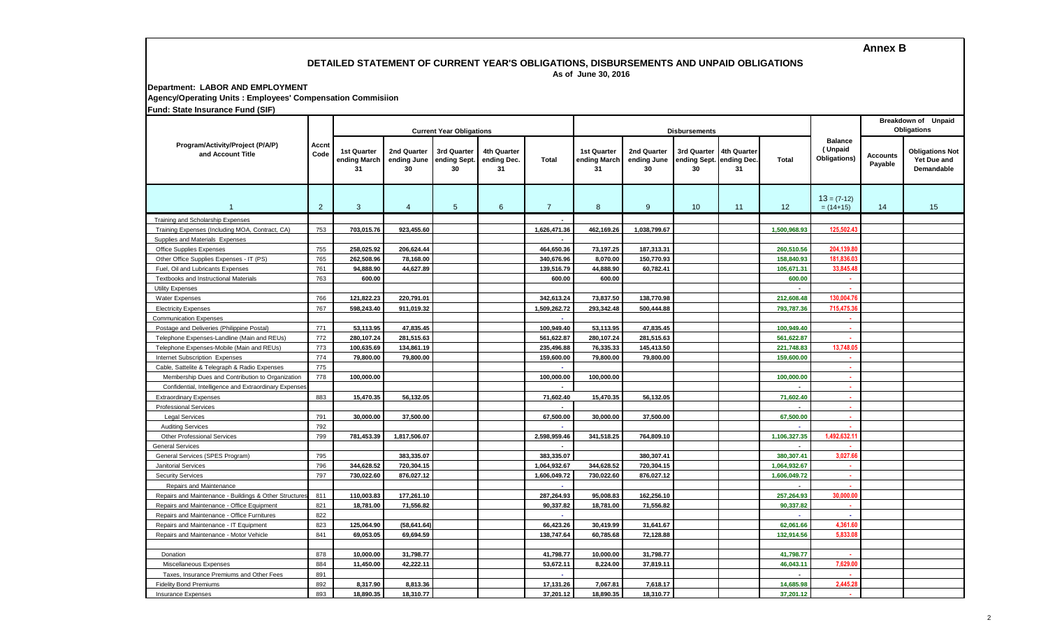**Annex B**

## DETAILED STATEMENT OF CURRENT YEAR'S OBLIGATIONS, DISBURSEMENTS AND UNPAID OBLIGATIONS

**As of June 30, 2016**

**Department: LABOR AND EMPLOYMENT**

**Agency/Operating Units : Employees' Compensation Commisiion**

**Fund: State Insurance Fund (SIF)**

| Program/Activity/Project (P/A/P) and Account Title | Accnt Code | Current Year Obligations | | | | | Disbursements | | | | | Balance (Unpaid Obligations) | Breakdown of Unpaid Obligations | |
|---|---|---|---|---|---|---|---|---|---|---|---|---|---|---|
| | | 1st Quarter ending March 31 | 2nd Quarter ending June 30 | 3rd Quarter ending Sept. 30 | 4th Quarter ending Dec. 31 | Total | 1st Quarter ending March 31 | 2nd Quarter ending June 30 | 3rd Quarter ending Sept. 30 | 4th Quarter ending Dec. 31 | Total | | Accounts Payable | Obligations Not Yet Due and Demandable |
| 1 | 2 | 3 | 4 | 5 | 6 | 7 | 8 | 9 | 10 | 11 | 12 | 13 = (7-12) = (14+15) | 14 | 15 |
| Training and Scholarship Expenses | | | | | | - | | | | | | | | |
| Training Expenses (Including MOA, Contract, CA) | 753 | 703,015.76 | 923,455.60 | | | 1,626,471.36 | 462,169.26 | 1,038,799.67 | | | 1,500,968.93 | 125,502.43 | | |
| Supplies and Materials Expenses | | | | | | - | | | | | | | | |
| Office Supplies Expenses | 755 | 258,025.92 | 206,624.44 | | | 464,650.36 | 73,197.25 | 187,313.31 | | | 260,510.56 | 204,139.80 | | |
| Other Office Supplies Expenses - IT (PS) | 765 | 262,508.96 | 78,168.00 | | | 340,676.96 | 8,070.00 | 150,770.93 | | | 158,840.93 | 181,836.03 | | |
| Fuel, Oil and Lubricants Expenses | 761 | 94,888.90 | 44,627.89 | | | 139,516.79 | 44,888.90 | 60,782.41 | | | 105,671.31 | 33,845.48 | | |
| Textbooks and Instructional Materials | 763 | 600.00 | | | | 600.00 | 600.00 | | | | 600.00 | - | | |
| Utility Expenses | | | | | | | | | | | - | - | | |
| Water Expenses | 766 | 121,822.23 | 220,791.01 | | | 342,613.24 | 73,837.50 | 138,770.98 | | | 212,608.48 | 130,004.76 | | |
| Electricity Expenses | 767 | 598,243.40 | 911,019.32 | | | 1,509,262.72 | 293,342.48 | 500,444.88 | | | 793,787.36 | 715,475.36 | | |
| Communication Expenses | | | | | | - | | | | | | - | | |
| Postage and Deliveries (Philippine Postal) | 771 | 53,113.95 | 47,835.45 | | | 100,949.40 | 53,113.95 | 47,835.45 | | | 100,949.40 | - | | |
| Telephone Expenses-Landline (Main and REUs) | 772 | 280,107.24 | 281,515.63 | | | 561,622.87 | 280,107.24 | 281,515.63 | | | 561,622.87 | - | | |
| Telephone Expenses-Mobile (Main and REUs) | 773 | 100,635.69 | 134,861.19 | | | 235,496.88 | 76,335.33 | 145,413.50 | | | 221,748.83 | 13,748.05 | | |
| Internet Subscription Expenses | 774 | 79,800.00 | 79,800.00 | | | 159,600.00 | 79,800.00 | 79,800.00 | | | 159,600.00 | - | | |
| Cable, Sattelite & Telegraph & Radio Expenses | 775 | | | | | - | | | | | | - | | |
| Membership Dues and Contribution to Organization | 778 | 100,000.00 | | | | 100,000.00 | 100,000.00 | | | | 100,000.00 | - | | |
| Confidential, Intelligence and Extraordinary Expenses | | | | | | - | | | | | - | - | | |
| Extraordinary Expenses | 883 | 15,470.35 | 56,132.05 | | | 71,602.40 | 15,470.35 | 56,132.05 | | | 71,602.40 | - | | |
| Professional Services | | | | | | - | | | | | - | - | | |
| Legal Services | 791 | 30,000.00 | 37,500.00 | | | 67,500.00 | 30,000.00 | 37,500.00 | | | 67,500.00 | - | | |
| Auditing Services | 792 | | | | | - | | | | | - | - | | |
| Other Professional Services | 799 | 781,453.39 | 1,817,506.07 | | | 2,598,959.46 | 341,518.25 | 764,809.10 | | | 1,106,327.35 | 1,492,632.11 | | |
| General Services | | | | | | - | | | | | - | - | | |
| General Services (SPES Program) | 795 | | 383,335.07 | | | 383,335.07 | | 380,307.41 | | | 380,307.41 | 3,027.66 | | |
| Janitorial Services | 796 | 344,628.52 | 720,304.15 | | | 1,064,932.67 | 344,628.52 | 720,304.15 | | | 1,064,932.67 | - | | |
| Security Services | 797 | 730,022.60 | 876,027.12 | | | 1,606,049.72 | 730,022.60 | 876,027.12 | | | 1,606,049.72 | - | | |
| Repairs and Maintenance | | | | | | - | | | | | - | - | | |
| Repairs and Maintenance - Buildings & Other Structures | 811 | 110,003.83 | 177,261.10 | | | 287,264.93 | 95,008.83 | 162,256.10 | | | 257,264.93 | 30,000.00 | | |
| Repairs and Maintenance - Office Equipment | 821 | 18,781.00 | 71,556.82 | | | 90,337.82 | 18,781.00 | 71,556.82 | | | 90,337.82 | - | | |
| Repairs and Maintenance - Office Furnitures | 822 | | | | | - | | | | | - | - | | |
| Repairs and Maintenance - IT Equipment | 823 | 125,064.90 | (58,641.64) | | | 66,423.26 | 30,419.99 | 31,641.67 | | | 62,061.66 | 4,361.60 | | |
| Repairs and Maintenance - Motor Vehicle | 841 | 69,053.05 | 69,694.59 | | | 138,747.64 | 60,785.68 | 72,128.88 | | | 132,914.56 | 5,833.08 | | |
| | | | | | | | | | | | | | | |
| Donation | 878 | 10,000.00 | 31,798.77 | | | 41,798.77 | 10,000.00 | 31,798.77 | | | 41,798.77 | - | | |
| Miscellaneous Expenses | 884 | 11,450.00 | 42,222.11 | | | 53,672.11 | 8,224.00 | 37,819.11 | | | 46,043.11 | 7,629.00 | | |
| Taxes, Insurance Premiums and Other Fees | 891 | | | | | - | | | | | - | - | | |
| Fidelity Bond Premiums | 892 | 8,317.90 | 8,813.36 | | | 17,131.26 | 7,067.81 | 7,618.17 | | | 14,685.98 | 2,445.28 | | |
| Insurance Expenses | 893 | 18,890.35 | 18,310.77 | | | 37,201.12 | 18,890.35 | 18,310.77 | | | 37,201.12 | - | | |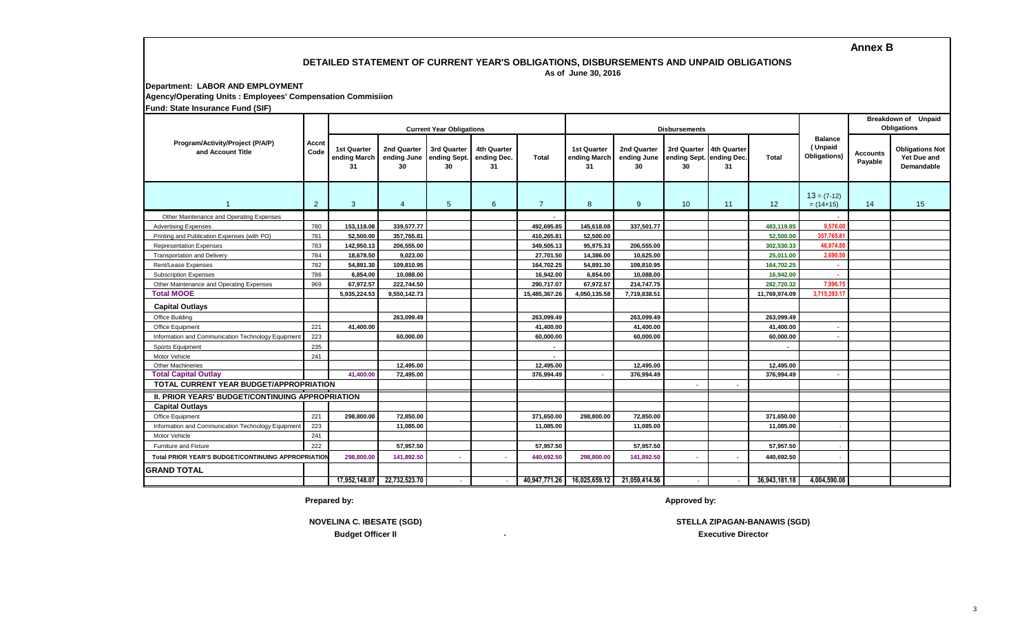**Annex B**

# DETAILED STATEMENT OF CURRENT YEAR'S OBLIGATIONS, DISBURSEMENTS AND UNPAID OBLIGATIONS

**As of June 30, 2016**

**Department: LABOR AND EMPLOYMENT**

**Agency/Operating Units : Employees' Compensation Commisiion**

**Fund: State Insurance Fund (SIF)**

| Program/Activity/Project (P/A/P) and Account Title | Accnt Code | Current Year Obligations | | | | | Disbursements | | | | | Balance (Unpaid Obligations) | Breakdown of Unpaid Obligations | |
|---|---|---|---|---|---|---|---|---|---|---|---|---|---|---|
| | | 1st Quarter ending March 31 | 2nd Quarter ending June 30 | 3rd Quarter ending Sept. 30 | 4th Quarter ending Dec. 31 | Total | 1st Quarter ending March 31 | 2nd Quarter ending June 30 | 3rd Quarter ending Sept. 30 | 4th Quarter ending Dec. 31 | Total | | Accounts Payable | Obligations Not Yet Due and Demandable |
| 1 | 2 | 3 | 4 | 5 | 6 | 7 | 8 | 9 | 10 | 11 | 12 | 13 = (7-12) = (14+15) | 14 | 15 |
| Other Maintenance and Operating Expenses | | | | | | - | | | | | | - | | |
| Advertising Expenses | 780 | 153,118.08 | 339,577.77 | | | 492,695.85 | 145,618.08 | 337,501.77 | | | 483,119.85 | 9,576.00 | | |
| Printing and Publication Expenses (with PO) | 781 | 52,500.00 | 357,765.81 | | | 410,265.81 | 52,500.00 | | | | 52,500.00 | 357,765.81 | | |
| Representation Expenses | 783 | 142,950.13 | 206,555.00 | | | 349,505.13 | 95,975.33 | 206,555.00 | | | 302,530.33 | 46,974.80 | | |
| Transportation and Delivery | 784 | 18,678.50 | 9,023.00 | | | 27,701.50 | 14,386.00 | 10,625.00 | | | 25,011.00 | 2,690.50 | | |
| Rent/Lease Expenses | 782 | 54,891.30 | 109,810.95 | | | 164,702.25 | 54,891.30 | 109,810.95 | | | 164,702.25 | - | | |
| Subscription Expenses | 786 | 6,854.00 | 10,088.00 | | | 16,942.00 | 6,854.00 | 10,088.00 | | | 16,942.00 | - | | |
| Other Maintenance and Operating Expenses | 969 | 67,972.57 | 222,744.50 | | | 290,717.07 | 67,972.57 | 214,747.75 | | | 282,720.32 | 7,996.75 | | |
| **Total MOOE** | | 5,935,224.53 | 9,550,142.73 | | | 15,485,367.26 | 4,050,135.58 | 7,719,838.51 | | | 11,769,974.09 | 3,715,393.17 | | |
| **Capital Outlays** | | | | | | | | | | | | | | |
| Office Building | | | 263,099.49 | | | 263,099.49 | | 263,099.49 | | | 263,099.49 | | | |
| Office Equipment | 221 | 41,400.00 | | | | 41,400.00 | | 41,400.00 | | | 41,400.00 | - | | |
| Information and Communication Technology Equipment | 223 | | 60,000.00 | | | 60,000.00 | | 60,000.00 | | | 60,000.00 | - | | |
| Sports Equipment | 235 | | | | | - | | | | | - | | | |
| Motor Vehicle | 241 | | | | | - | | | | | | | | |
| Other Machineries | | | 12,495.00 | | | 12,495.00 | | 12,495.00 | | | 12,495.00 | | | |
| **Total Capital Outlay** | | 41,400.00 | 72,495.00 | | | 376,994.49 | - | 376,994.49 | | | 376,994.49 | - | | |
| **TOTAL CURRENT YEAR BUDGET/APPROPRIATION** | | | | | | | | | - | - | | | | |
| **II. PRIOR YEARS' BUDGET/CONTINUING APPROPRIATION** | | | | | | | | | | | | | | |
| **Capital Outlays** | | | | | | | | | | | | | | |
| Office Equipment | 221 | 298,800.00 | 72,850.00 | | | 371,650.00 | 298,800.00 | 72,850.00 | | | 371,650.00 | | | |
| Information and Communication Technology Equipment | 223 | | 11,085.00 | | | 11,085.00 | | 11,085.00 | | | 11,085.00 | - | | |
| Motor Vehicle | 241 | | | | | | | | | | | | | |
| Furniture and Fixture | 222 | | 57,957.50 | | | 57,957.50 | | 57,957.50 | | | 57,957.50 | - | | |
| **Total PRIOR YEAR'S BUDGET/CONTINUING APPROPRIATION** | | 298,800.00 | 141,892.50 | - | - | 440,692.50 | 298,800.00 | 141,892.50 | - | - | 440,692.50 | - | | |
| **GRAND TOTAL** | | | | | | | | | | | | | | |
| | | 17,952,148.07 | 22,732,523.70 | - | - | 40,947,771.26 | 16,025,659.12 | 21,059,414.56 | - | - | 36,943,181.18 | 4,004,590.08 | | |

**Prepared by:**

**NOVELINA C. IBESATE (SGD)**
**Budget Officer II**

**Approved by:**

**STELLA ZIPAGAN-BANAWIS (SGD)**
**Executive Director**